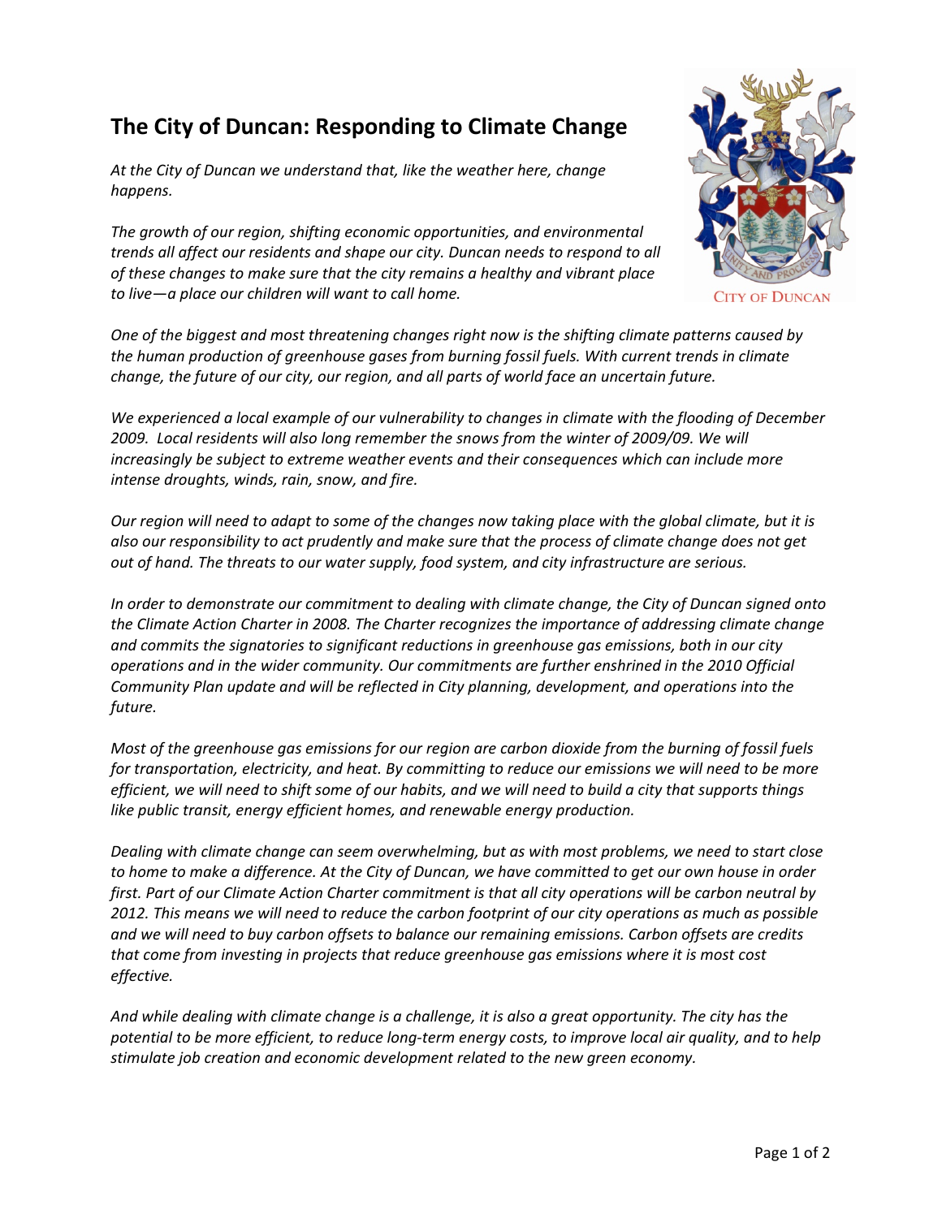# The City of Duncan: Responding to Climate Change

*At the City of Duncan we understand that, like the weather here, change happens.*

*The growth of our region, shifting economic opportunities, and environmental trends all affect our residents and shape our city. Duncan needs to respond to all of these changes to make sure that the city remains a healthy and vibrant place to live—a place our children will want to call home.*

*One of the biggest and most threatening changes right now is the shifting climate patterns caused by the human production of greenhouse gases from burning fossil fuels. With current trends in climate change, the future of our city, our region, and all parts of world face an uncertain future.*

*We experienced a local example of our vulnerability to changes in climate with the flooding of December 2009. Local residents will also long remember the snows from the winter of 2009/09. We will increasingly be subject to extreme weather events and their consequences which can include more intense droughts, winds, rain, snow, and fire.*

*Our region will need to adapt to some of the changes now taking place with the global climate, but it is also our responsibility to act prudently and make sure that the process of climate change does not get out of hand. The threats to our water supply, food system, and city infrastructure are serious.*

*In order to demonstrate our commitment to dealing with climate change, the City of Duncan signed onto the Climate Action Charter in 2008. The Charter recognizes the importance of addressing climate change and commits the signatories to significant reductions in greenhouse gas emissions, both in our city operations and in the wider community. Our commitments are further enshrined in the 2010 Official Community Plan update and will be reflected in City planning, development, and operations into the future.*

*Most of the greenhouse gas emissions for our region are carbon dioxide from the burning of fossil fuels for transportation, electricity, and heat. By committing to reduce our emissions we will need to be more efficient, we will need to shift some of our habits, and we will need to build a city that supports things like public transit, energy efficient homes, and renewable energy production.*

*Dealing with climate change can seem overwhelming, but as with most problems, we need to start close to home to make a difference. At the City of Duncan, we have committed to get our own house in order first. Part of our Climate Action Charter commitment is that all city operations will be carbon neutral by 2012. This means we will need to reduce the carbon footprint of our city operations as much as possible and we will need to buy carbon offsets to balance our remaining emissions. Carbon offsets are credits that come from investing in projects that reduce greenhouse gas emissions where it is most cost effective.*

*And while dealing with climate change is a challenge, it is also a great opportunity. The city has the potential to be more efficient, to reduce long-term energy costs, to improve local air quality, and to help stimulate job creation and economic development related to the new green economy.*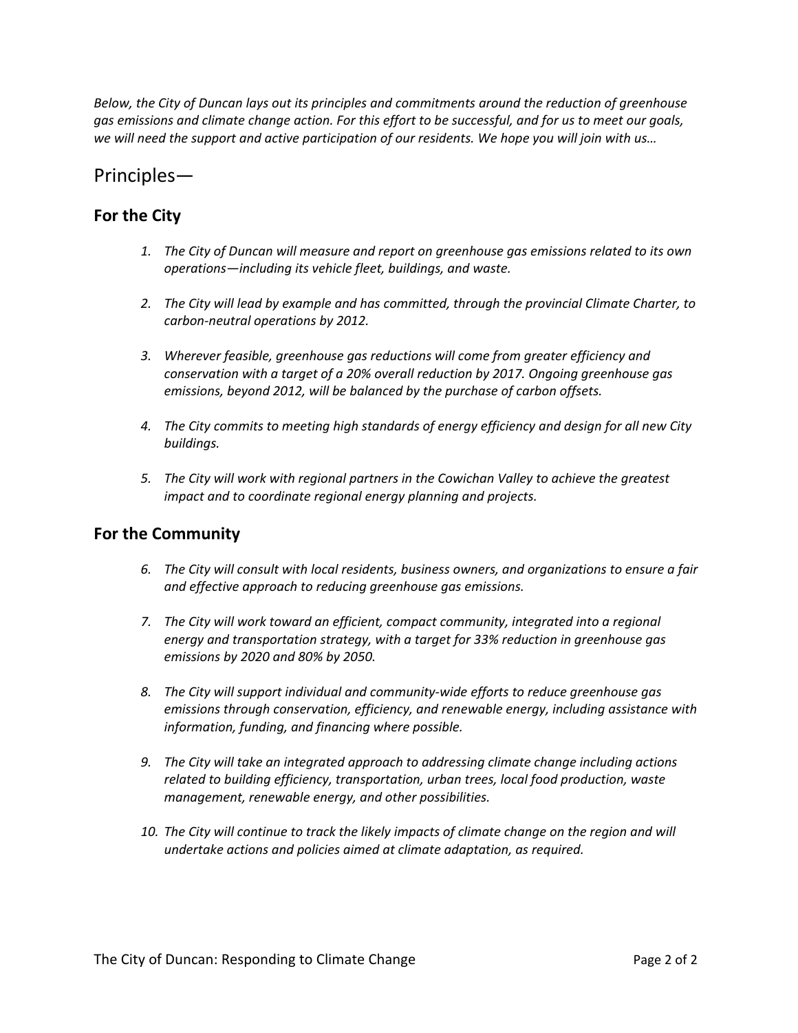*Below, the City of Duncan lays out its principles and commitments around the reduction of greenhouse gas emissions and climate change action. For this effort to be successful, and for us to meet our goals, we will need the support and active participation of our residents. We hope you will join with us…*

# Principles—

## For the City

1. *The City of Duncan will measure and report on greenhouse gas emissions related to its own operations—including its vehicle fleet, buildings, and waste.*

2. *The City will lead by example and has committed, through the provincial Climate Charter, to carbon-neutral operations by 2012.*

3. *Wherever feasible, greenhouse gas reductions will come from greater efficiency and conservation with a target of a 20% overall reduction by 2017. Ongoing greenhouse gas emissions, beyond 2012, will be balanced by the purchase of carbon offsets.*

4. *The City commits to meeting high standards of energy efficiency and design for all new City buildings.*

5. *The City will work with regional partners in the Cowichan Valley to achieve the greatest impact and to coordinate regional energy planning and projects.*

## For the Community

6. *The City will consult with local residents, business owners, and organizations to ensure a fair and effective approach to reducing greenhouse gas emissions.*

7. *The City will work toward an efficient, compact community, integrated into a regional energy and transportation strategy, with a target for 33% reduction in greenhouse gas emissions by 2020 and 80% by 2050.*

8. *The City will support individual and community-wide efforts to reduce greenhouse gas emissions through conservation, efficiency, and renewable energy, including assistance with information, funding, and financing where possible.*

9. *The City will take an integrated approach to addressing climate change including actions related to building efficiency, transportation, urban trees, local food production, waste management, renewable energy, and other possibilities.*

10. *The City will continue to track the likely impacts of climate change on the region and will undertake actions and policies aimed at climate adaptation, as required.*